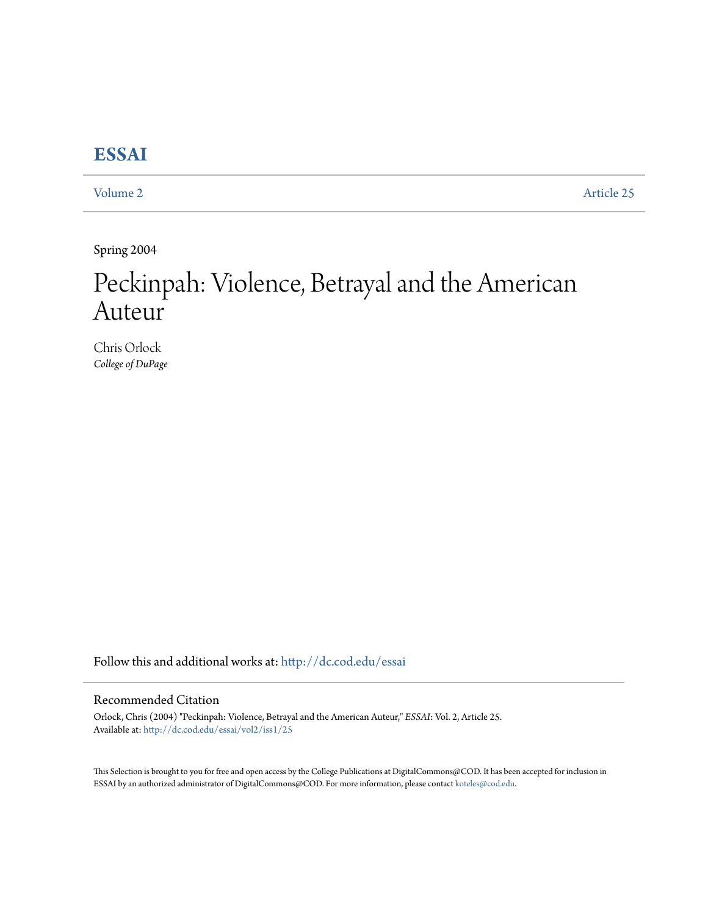# ESSAI

Volume 2 | Article 25

Spring 2004

# Peckinpah: Violence, Betrayal and the American Auteur

Chris Orlock
*College of DuPage*

Follow this and additional works at: http://dc.cod.edu/essai

## Recommended Citation

Orlock, Chris (2004) "Peckinpah: Violence, Betrayal and the American Auteur," *ESSAI*: Vol. 2, Article 25.
Available at: http://dc.cod.edu/essai/vol2/iss1/25

This Selection is brought to you for free and open access by the College Publications at DigitalCommons@COD. It has been accepted for inclusion in ESSAI by an authorized administrator of DigitalCommons@COD. For more information, please contact koteles@cod.edu.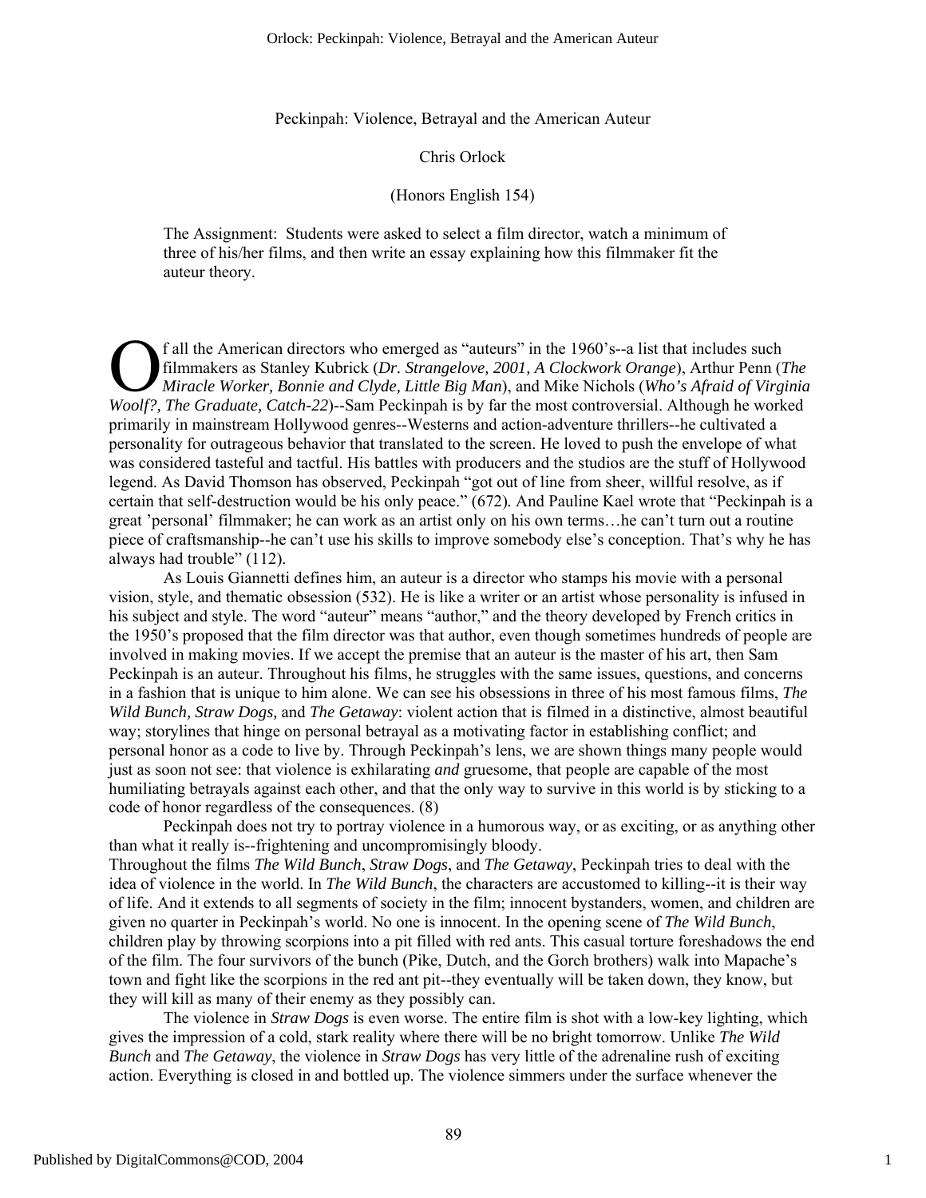# Peckinpah: Violence, Betrayal and the American Auteur

Chris Orlock

(Honors English 154)

> The Assignment: Students were asked to select a film director, watch a minimum of three of his/her films, and then write an essay explaining how this filmmaker fit the auteur theory.

Of all the American directors who emerged as "auteurs" in the 1960's--a list that includes such filmmakers as Stanley Kubrick (*Dr. Strangelove, 2001, A Clockwork Orange*), Arthur Penn (*The Miracle Worker, Bonnie and Clyde, Little Big Man*), and Mike Nichols (*Who's Afraid of Virginia Woolf?, The Graduate, Catch-22*)--Sam Peckinpah is by far the most controversial. Although he worked primarily in mainstream Hollywood genres--Westerns and action-adventure thrillers--he cultivated a personality for outrageous behavior that translated to the screen. He loved to push the envelope of what was considered tasteful and tactful. His battles with producers and the studios are the stuff of Hollywood legend. As David Thomson has observed, Peckinpah "got out of line from sheer, willful resolve, as if certain that self-destruction would be his only peace." (672). And Pauline Kael wrote that "Peckinpah is a great 'personal' filmmaker; he can work as an artist only on his own terms…he can't turn out a routine piece of craftsmanship--he can't use his skills to improve somebody else's conception. That's why he has always had trouble" (112).

As Louis Giannetti defines him, an auteur is a director who stamps his movie with a personal vision, style, and thematic obsession (532). He is like a writer or an artist whose personality is infused in his subject and style. The word "auteur" means "author," and the theory developed by French critics in the 1950's proposed that the film director was that author, even though sometimes hundreds of people are involved in making movies. If we accept the premise that an auteur is the master of his art, then Sam Peckinpah is an auteur. Throughout his films, he struggles with the same issues, questions, and concerns in a fashion that is unique to him alone. We can see his obsessions in three of his most famous films, *The Wild Bunch, Straw Dogs,* and *The Getaway*: violent action that is filmed in a distinctive, almost beautiful way; storylines that hinge on personal betrayal as a motivating factor in establishing conflict; and personal honor as a code to live by. Through Peckinpah's lens, we are shown things many people would just as soon not see: that violence is exhilarating *and* gruesome, that people are capable of the most humiliating betrayals against each other, and that the only way to survive in this world is by sticking to a code of honor regardless of the consequences. (8)

Peckinpah does not try to portray violence in a humorous way, or as exciting, or as anything other than what it really is--frightening and uncompromisingly bloody.
Throughout the films *The Wild Bunch*, *Straw Dogs*, and *The Getaway*, Peckinpah tries to deal with the idea of violence in the world. In *The Wild Bunch*, the characters are accustomed to killing--it is their way of life. And it extends to all segments of society in the film; innocent bystanders, women, and children are given no quarter in Peckinpah's world. No one is innocent. In the opening scene of *The Wild Bunch*, children play by throwing scorpions into a pit filled with red ants. This casual torture foreshadows the end of the film. The four survivors of the bunch (Pike, Dutch, and the Gorch brothers) walk into Mapache's town and fight like the scorpions in the red ant pit--they eventually will be taken down, they know, but they will kill as many of their enemy as they possibly can.

The violence in *Straw Dogs* is even worse. The entire film is shot with a low-key lighting, which gives the impression of a cold, stark reality where there will be no bright tomorrow. Unlike *The Wild Bunch* and *The Getaway*, the violence in *Straw Dogs* has very little of the adrenaline rush of exciting action. Everything is closed in and bottled up. The violence simmers under the surface whenever the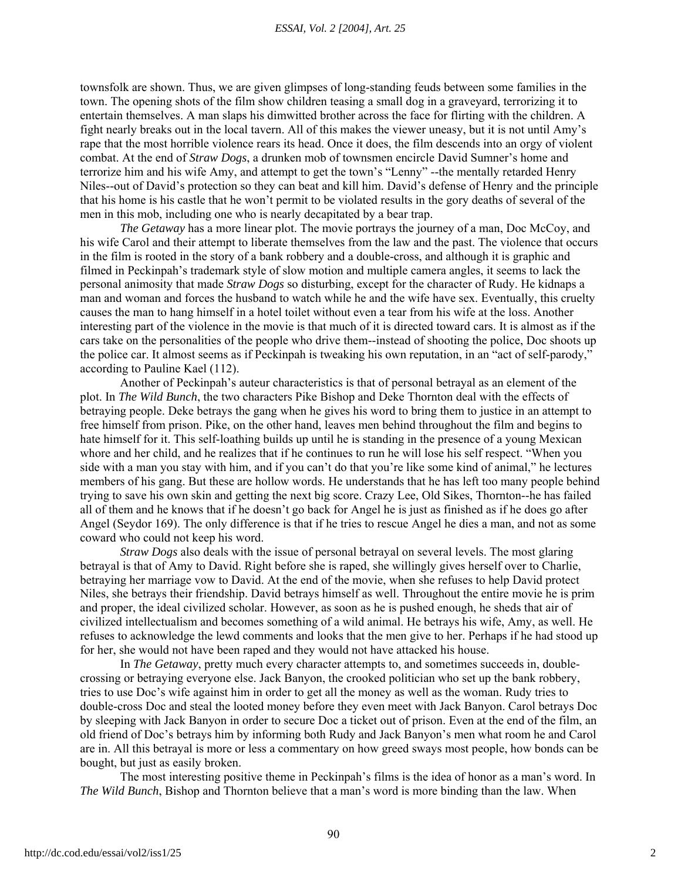townsfolk are shown. Thus, we are given glimpses of long-standing feuds between some families in the town. The opening shots of the film show children teasing a small dog in a graveyard, terrorizing it to entertain themselves. A man slaps his dimwitted brother across the face for flirting with the children. A fight nearly breaks out in the local tavern. All of this makes the viewer uneasy, but it is not until Amy's rape that the most horrible violence rears its head. Once it does, the film descends into an orgy of violent combat. At the end of *Straw Dogs*, a drunken mob of townsmen encircle David Sumner's home and terrorize him and his wife Amy, and attempt to get the town's "Lenny" --the mentally retarded Henry Niles--out of David's protection so they can beat and kill him. David's defense of Henry and the principle that his home is his castle that he won't permit to be violated results in the gory deaths of several of the men in this mob, including one who is nearly decapitated by a bear trap.

*The Getaway* has a more linear plot. The movie portrays the journey of a man, Doc McCoy, and his wife Carol and their attempt to liberate themselves from the law and the past. The violence that occurs in the film is rooted in the story of a bank robbery and a double-cross, and although it is graphic and filmed in Peckinpah's trademark style of slow motion and multiple camera angles, it seems to lack the personal animosity that made *Straw Dogs* so disturbing, except for the character of Rudy. He kidnaps a man and woman and forces the husband to watch while he and the wife have sex. Eventually, this cruelty causes the man to hang himself in a hotel toilet without even a tear from his wife at the loss. Another interesting part of the violence in the movie is that much of it is directed toward cars. It is almost as if the cars take on the personalities of the people who drive them--instead of shooting the police, Doc shoots up the police car. It almost seems as if Peckinpah is tweaking his own reputation, in an "act of self-parody," according to Pauline Kael (112).

Another of Peckinpah's auteur characteristics is that of personal betrayal as an element of the plot. In *The Wild Bunch*, the two characters Pike Bishop and Deke Thornton deal with the effects of betraying people. Deke betrays the gang when he gives his word to bring them to justice in an attempt to free himself from prison. Pike, on the other hand, leaves men behind throughout the film and begins to hate himself for it. This self-loathing builds up until he is standing in the presence of a young Mexican whore and her child, and he realizes that if he continues to run he will lose his self respect. "When you side with a man you stay with him, and if you can't do that you're like some kind of animal," he lectures members of his gang. But these are hollow words. He understands that he has left too many people behind trying to save his own skin and getting the next big score. Crazy Lee, Old Sikes, Thornton--he has failed all of them and he knows that if he doesn't go back for Angel he is just as finished as if he does go after Angel (Seydor 169). The only difference is that if he tries to rescue Angel he dies a man, and not as some coward who could not keep his word.

*Straw Dogs* also deals with the issue of personal betrayal on several levels. The most glaring betrayal is that of Amy to David. Right before she is raped, she willingly gives herself over to Charlie, betraying her marriage vow to David. At the end of the movie, when she refuses to help David protect Niles, she betrays their friendship. David betrays himself as well. Throughout the entire movie he is prim and proper, the ideal civilized scholar. However, as soon as he is pushed enough, he sheds that air of civilized intellectualism and becomes something of a wild animal. He betrays his wife, Amy, as well. He refuses to acknowledge the lewd comments and looks that the men give to her. Perhaps if he had stood up for her, she would not have been raped and they would not have attacked his house.

In *The Getaway*, pretty much every character attempts to, and sometimes succeeds in, double-crossing or betraying everyone else. Jack Banyon, the crooked politician who set up the bank robbery, tries to use Doc's wife against him in order to get all the money as well as the woman. Rudy tries to double-cross Doc and steal the looted money before they even meet with Jack Banyon. Carol betrays Doc by sleeping with Jack Banyon in order to secure Doc a ticket out of prison. Even at the end of the film, an old friend of Doc's betrays him by informing both Rudy and Jack Banyon's men what room he and Carol are in. All this betrayal is more or less a commentary on how greed sways most people, how bonds can be bought, but just as easily broken.

The most interesting positive theme in Peckinpah's films is the idea of honor as a man's word. In *The Wild Bunch*, Bishop and Thornton believe that a man's word is more binding than the law. When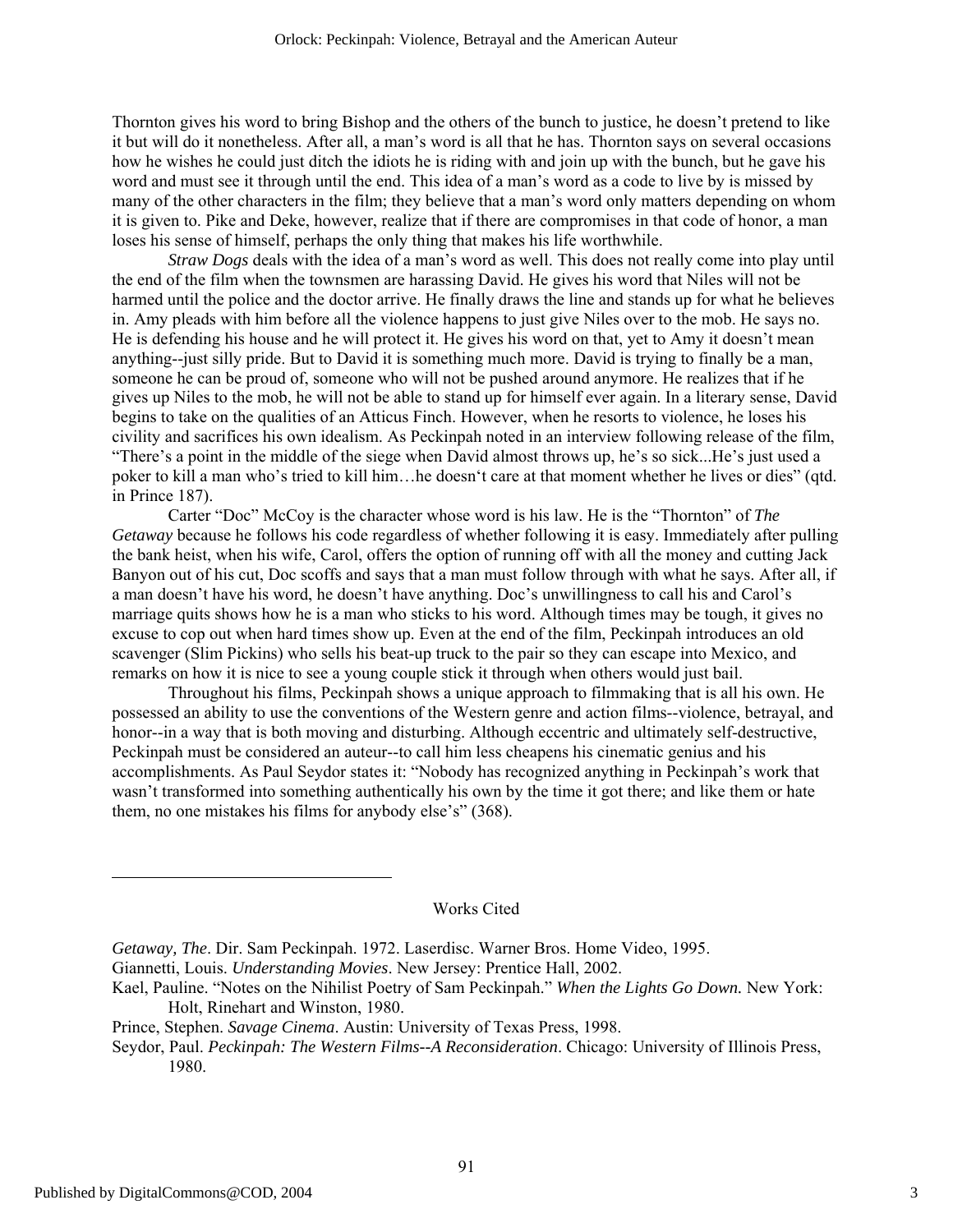Thornton gives his word to bring Bishop and the others of the bunch to justice, he doesn't pretend to like it but will do it nonetheless. After all, a man's word is all that he has. Thornton says on several occasions how he wishes he could just ditch the idiots he is riding with and join up with the bunch, but he gave his word and must see it through until the end. This idea of a man's word as a code to live by is missed by many of the other characters in the film; they believe that a man's word only matters depending on whom it is given to. Pike and Deke, however, realize that if there are compromises in that code of honor, a man loses his sense of himself, perhaps the only thing that makes his life worthwhile.

*Straw Dogs* deals with the idea of a man's word as well. This does not really come into play until the end of the film when the townsmen are harassing David. He gives his word that Niles will not be harmed until the police and the doctor arrive. He finally draws the line and stands up for what he believes in. Amy pleads with him before all the violence happens to just give Niles over to the mob. He says no. He is defending his house and he will protect it. He gives his word on that, yet to Amy it doesn't mean anything--just silly pride. But to David it is something much more. David is trying to finally be a man, someone he can be proud of, someone who will not be pushed around anymore. He realizes that if he gives up Niles to the mob, he will not be able to stand up for himself ever again. In a literary sense, David begins to take on the qualities of an Atticus Finch. However, when he resorts to violence, he loses his civility and sacrifices his own idealism. As Peckinpah noted in an interview following release of the film, "There's a point in the middle of the siege when David almost throws up, he's so sick...He's just used a poker to kill a man who's tried to kill him…he doesn't care at that moment whether he lives or dies" (qtd. in Prince 187).

Carter "Doc" McCoy is the character whose word is his law. He is the "Thornton" of *The Getaway* because he follows his code regardless of whether following it is easy. Immediately after pulling the bank heist, when his wife, Carol, offers the option of running off with all the money and cutting Jack Banyon out of his cut, Doc scoffs and says that a man must follow through with what he says. After all, if a man doesn't have his word, he doesn't have anything. Doc's unwillingness to call his and Carol's marriage quits shows how he is a man who sticks to his word. Although times may be tough, it gives no excuse to cop out when hard times show up. Even at the end of the film, Peckinpah introduces an old scavenger (Slim Pickins) who sells his beat-up truck to the pair so they can escape into Mexico, and remarks on how it is nice to see a young couple stick it through when others would just bail.

Throughout his films, Peckinpah shows a unique approach to filmmaking that is all his own. He possessed an ability to use the conventions of the Western genre and action films--violence, betrayal, and honor--in a way that is both moving and disturbing. Although eccentric and ultimately self-destructive, Peckinpah must be considered an auteur--to call him less cheapens his cinematic genius and his accomplishments. As Paul Seydor states it: "Nobody has recognized anything in Peckinpah's work that wasn't transformed into something authentically his own by the time it got there; and like them or hate them, no one mistakes his films for anybody else's" (368).

## Works Cited

*Getaway, The*. Dir. Sam Peckinpah. 1972. Laserdisc. Warner Bros. Home Video, 1995.

Giannetti, Louis. *Understanding Movies*. New Jersey: Prentice Hall, 2002.

Kael, Pauline. "Notes on the Nihilist Poetry of Sam Peckinpah." *When the Lights Go Down.* New York: Holt, Rinehart and Winston, 1980.

Prince, Stephen. *Savage Cinema*. Austin: University of Texas Press, 1998.

Seydor, Paul. *Peckinpah: The Western Films--A Reconsideration*. Chicago: University of Illinois Press, 1980.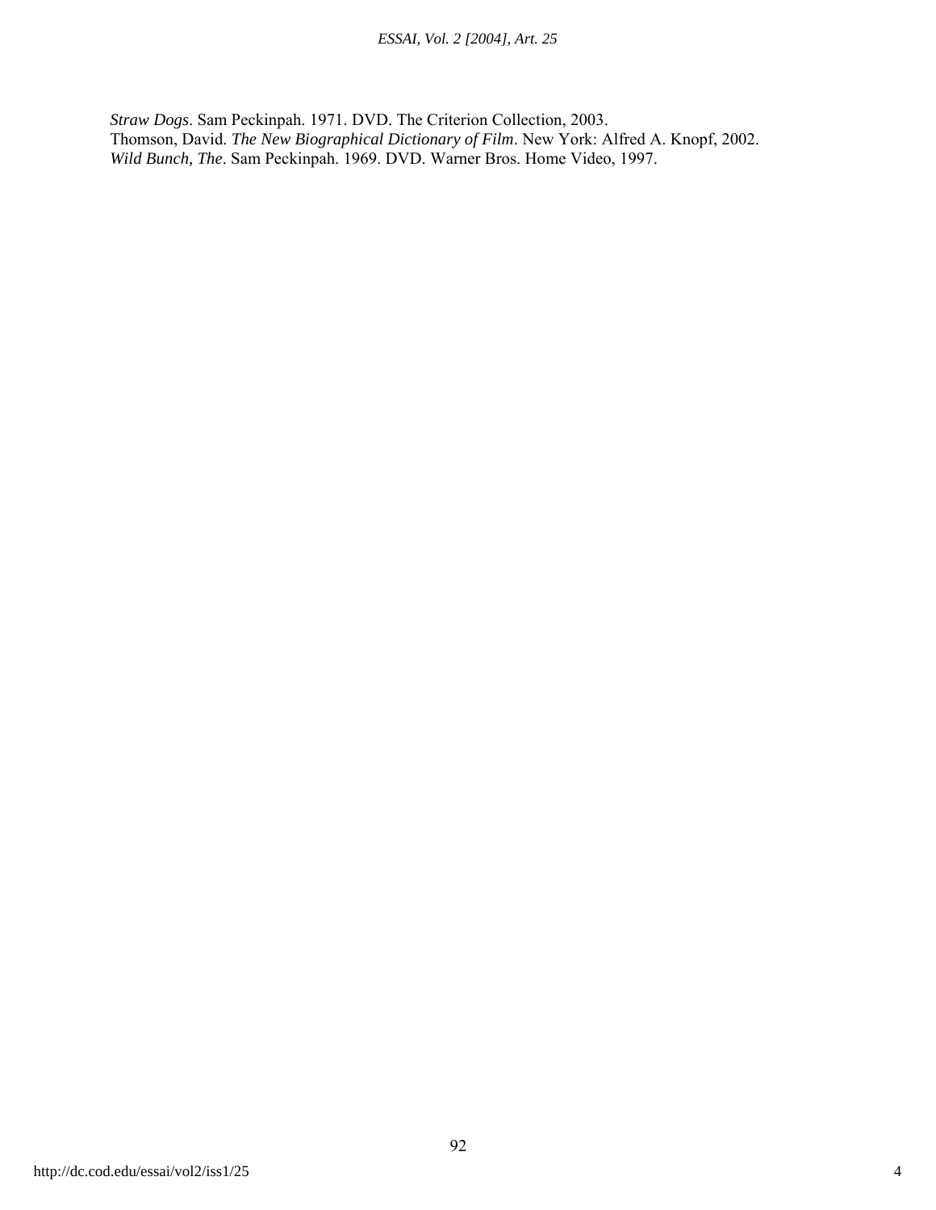*Straw Dogs*. Sam Peckinpah. 1971. DVD. The Criterion Collection, 2003.
Thomson, David. *The New Biographical Dictionary of Film*. New York: Alfred A. Knopf, 2002.
*Wild Bunch, The*. Sam Peckinpah. 1969. DVD. Warner Bros. Home Video, 1997.